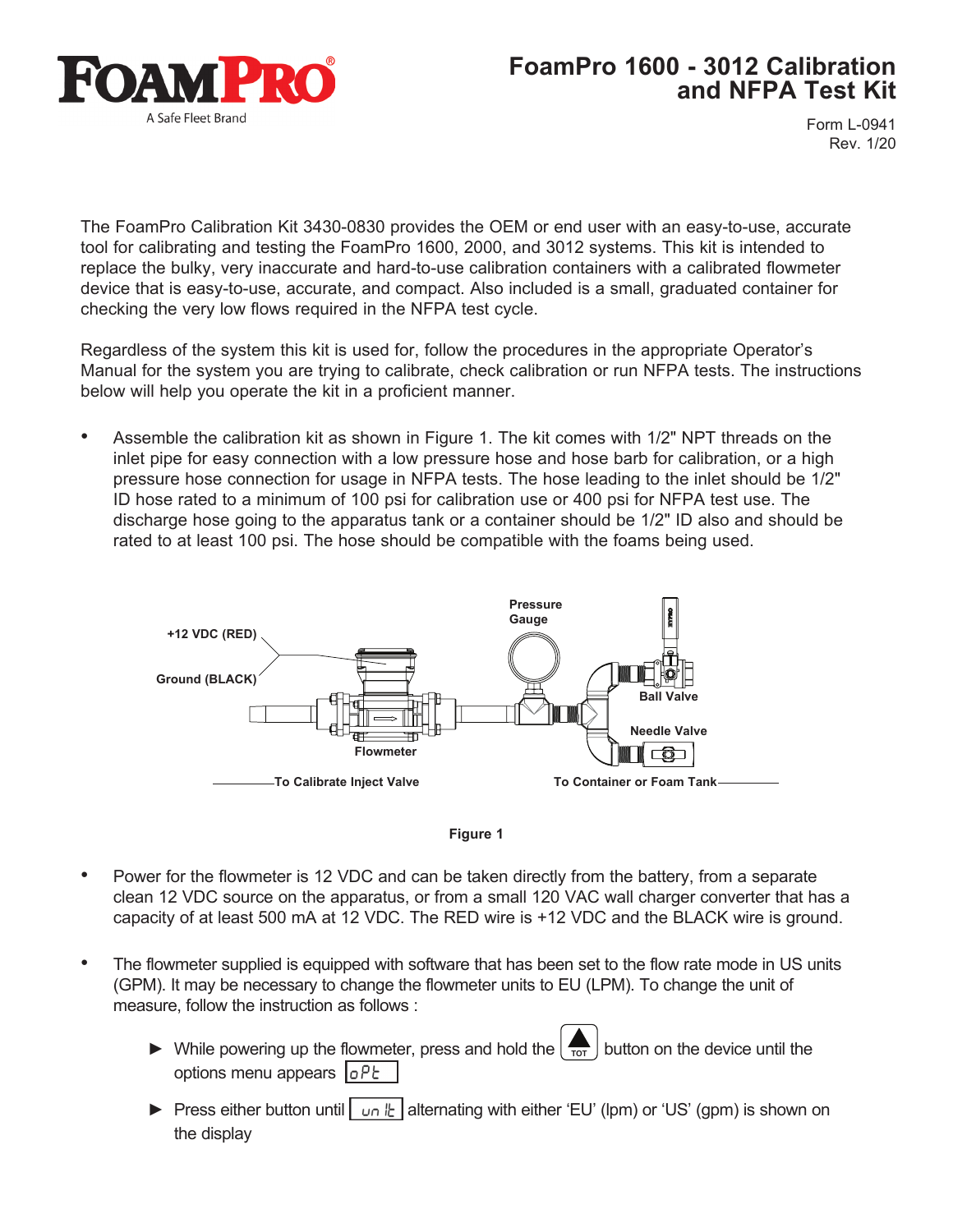# FoamPro 1600 - 3012 Calibration and NFPA Test Kit

Form L-0941
Rev. 1/20

The FoamPro Calibration Kit 3430-0830 provides the OEM or end user with an easy-to-use, accurate tool for calibrating and testing the FoamPro 1600, 2000, and 3012 systems. This kit is intended to replace the bulky, very inaccurate and hard-to-use calibration containers with a calibrated flowmeter device that is easy-to-use, accurate, and compact. Also included is a small, graduated container for checking the very low flows required in the NFPA test cycle.

Regardless of the system this kit is used for, follow the procedures in the appropriate Operator's Manual for the system you are trying to calibrate, check calibration or run NFPA tests. The instructions below will help you operate the kit in a proficient manner.

- Assemble the calibration kit as shown in Figure 1. The kit comes with 1/2" NPT threads on the inlet pipe for easy connection with a low pressure hose and hose barb for calibration, or a high pressure hose connection for usage in NFPA tests. The hose leading to the inlet should be 1/2" ID hose rated to a minimum of 100 psi for calibration use or 400 psi for NFPA test use. The discharge hose going to the apparatus tank or a container should be 1/2" ID also and should be rated to at least 100 psi. The hose should be compatible with the foams being used.

+12 VDC (RED)
Ground (BLACK)
Pressure Gauge
Ball Valve
Needle Valve
Flowmeter
To Calibrate Inject Valve
To Container or Foam Tank

Figure 1

- Power for the flowmeter is 12 VDC and can be taken directly from the battery, from a separate clean 12 VDC source on the apparatus, or from a small 120 VAC wall charger converter that has a capacity of at least 500 mA at 12 VDC. The RED wire is +12 VDC and the BLACK wire is ground.

- The flowmeter supplied is equipped with software that has been set to the flow rate mode in US units (GPM). It may be necessary to change the flowmeter units to EU (LPM). To change the unit of measure, follow the instruction as follows :

  - ► While powering up the flowmeter, press and hold the [▲ TOT] button on the device until the options menu appears [oPt]
  - ► Press either button until [unit] alternating with either 'EU' (lpm) or 'US' (gpm) is shown on the display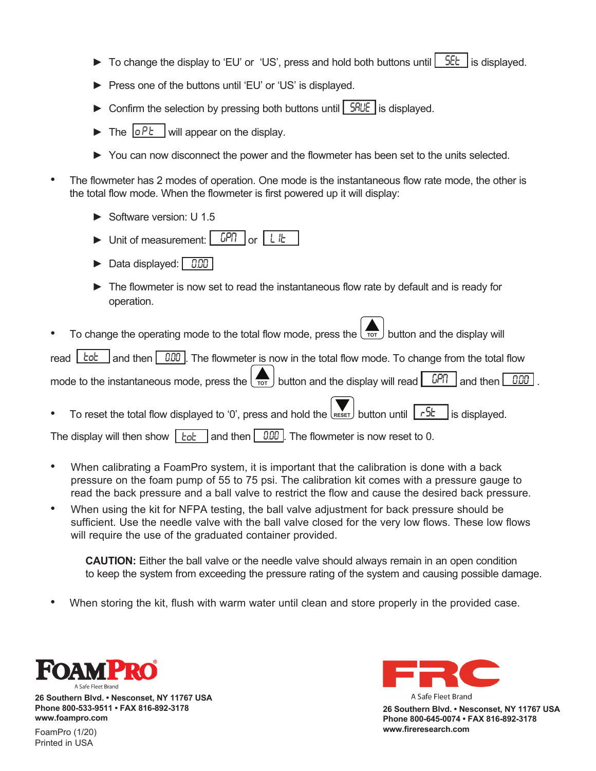- ► To change the display to 'EU' or 'US', press and hold both buttons until SEt is displayed.
- ► Press one of the buttons until 'EU' or 'US' is displayed.
- ► Confirm the selection by pressing both buttons until SAUE is displayed.
- ► The oPt will appear on the display.
- ► You can now disconnect the power and the flowmeter has been set to the units selected.

- The flowmeter has 2 modes of operation. One mode is the instantaneous flow rate mode, the other is the total flow mode. When the flowmeter is first powered up it will display:
  - ► Software version: U 1.5
  - ► Unit of measurement: GPM or L it
  - ► Data displayed: 0.00
  - ► The flowmeter is now set to read the instantaneous flow rate by default and is ready for operation.

- To change the operating mode to the total flow mode, press the TOT button and the display will read tot and then 0.00. The flowmeter is now in the total flow mode. To change from the total flow mode to the instantaneous mode, press the TOT button and the display will read GPM and then 0.00.

- To reset the total flow displayed to '0', press and hold the RESET button until rSt is displayed. The display will then show tot and then 0.00. The flowmeter is now reset to 0.

- When calibrating a FoamPro system, it is important that the calibration is done with a back pressure on the foam pump of 55 to 75 psi. The calibration kit comes with a pressure gauge to read the back pressure and a ball valve to restrict the flow and cause the desired back pressure.
- When using the kit for NFPA testing, the ball valve adjustment for back pressure should be sufficient. Use the needle valve with the ball valve closed for the very low flows. These low flows will require the use of the graduated container provided.

  **CAUTION:** Either the ball valve or the needle valve should always remain in an open condition to keep the system from exceeding the pressure rating of the system and causing possible damage.

- When storing the kit, flush with warm water until clean and store properly in the provided case.

**FOAMPRO®**
A Safe Fleet Brand
**26 Southern Blvd. • Nesconset, NY 11767 USA**
**Phone 800-533-9511 • FAX 816-892-3178**
**www.foampro.com**

FoamPro (1/20)
Printed in USA

**FRC**
A Safe Fleet Brand
**26 Southern Blvd. • Nesconset, NY 11767 USA**
**Phone 800-645-0074 • FAX 816-892-3178**
**www.fireresearch.com**